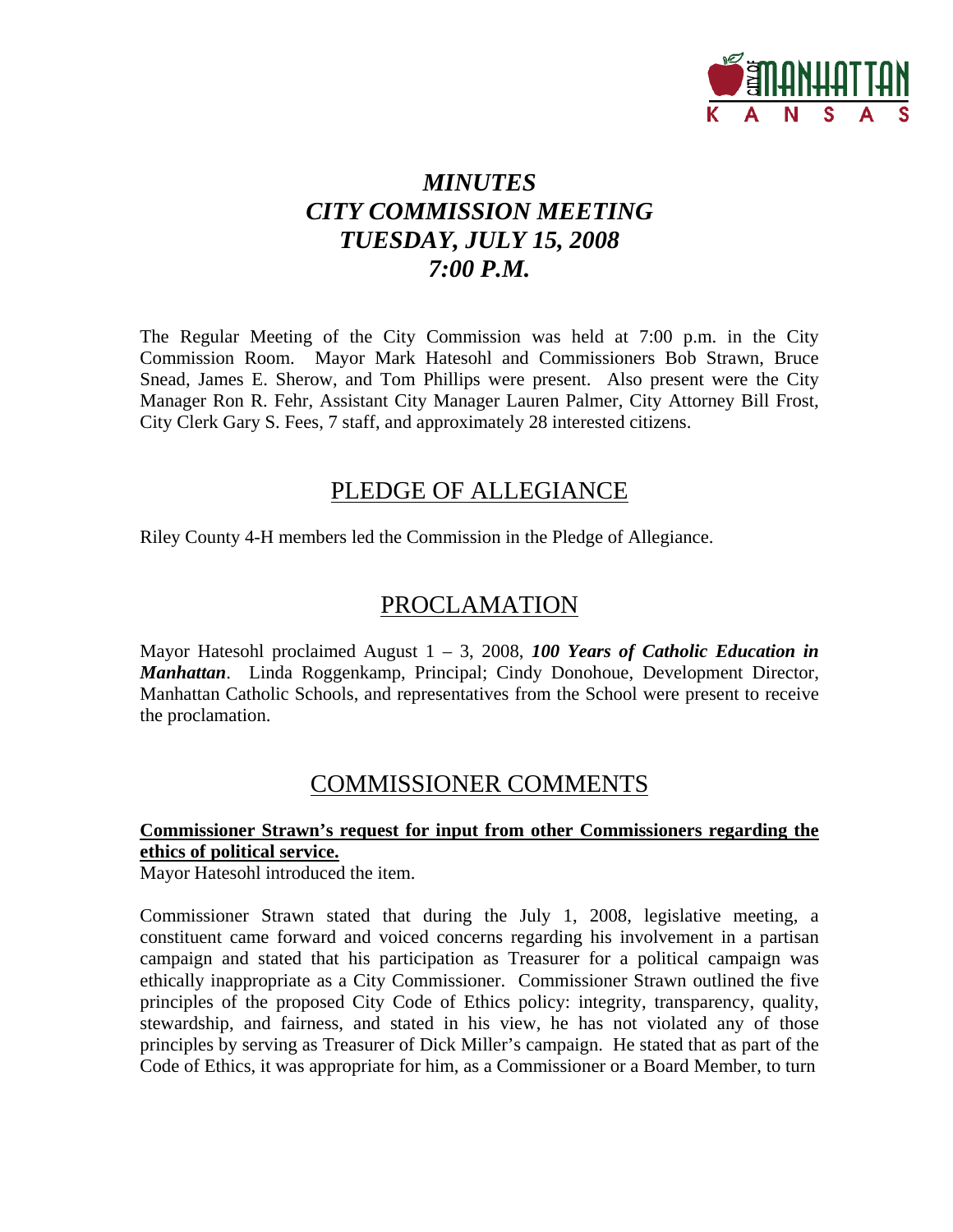# *MINUTES*
# *CITY COMMISSION MEETING*
# *TUESDAY, JULY 15, 2008*
# *7:00 P.M.*

The Regular Meeting of the City Commission was held at 7:00 p.m. in the City Commission Room. Mayor Mark Hatesohl and Commissioners Bob Strawn, Bruce Snead, James E. Sherow, and Tom Phillips were present. Also present were the City Manager Ron R. Fehr, Assistant City Manager Lauren Palmer, City Attorney Bill Frost, City Clerk Gary S. Fees, 7 staff, and approximately 28 interested citizens.

## PLEDGE OF ALLEGIANCE

Riley County 4-H members led the Commission in the Pledge of Allegiance.

## PROCLAMATION

Mayor Hatesohl proclaimed August 1 – 3, 2008, ***100 Years of Catholic Education in Manhattan***. Linda Roggenkamp, Principal; Cindy Donohoue, Development Director, Manhattan Catholic Schools, and representatives from the School were present to receive the proclamation.

## COMMISSIONER COMMENTS

**Commissioner Strawn's request for input from other Commissioners regarding the ethics of political service.**

Mayor Hatesohl introduced the item.

Commissioner Strawn stated that during the July 1, 2008, legislative meeting, a constituent came forward and voiced concerns regarding his involvement in a partisan campaign and stated that his participation as Treasurer for a political campaign was ethically inappropriate as a City Commissioner. Commissioner Strawn outlined the five principles of the proposed City Code of Ethics policy: integrity, transparency, quality, stewardship, and fairness, and stated in his view, he has not violated any of those principles by serving as Treasurer of Dick Miller's campaign. He stated that as part of the Code of Ethics, it was appropriate for him, as a Commissioner or a Board Member, to turn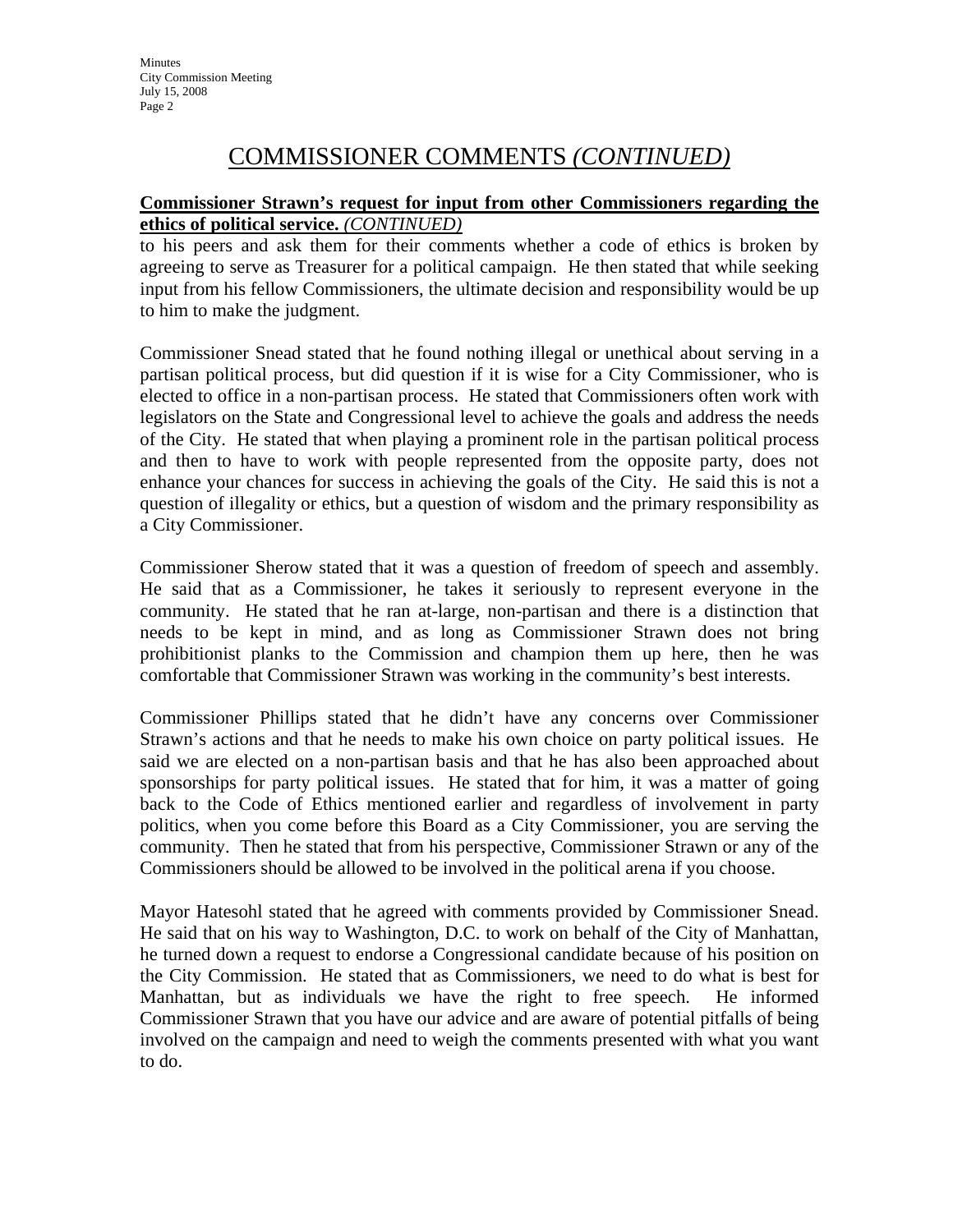# COMMISSIONER COMMENTS *(CONTINUED)*

**Commissioner Strawn's request for input from other Commissioners regarding the ethics of political service.** *(CONTINUED)*

to his peers and ask them for their comments whether a code of ethics is broken by agreeing to serve as Treasurer for a political campaign. He then stated that while seeking input from his fellow Commissioners, the ultimate decision and responsibility would be up to him to make the judgment.

Commissioner Snead stated that he found nothing illegal or unethical about serving in a partisan political process, but did question if it is wise for a City Commissioner, who is elected to office in a non-partisan process. He stated that Commissioners often work with legislators on the State and Congressional level to achieve the goals and address the needs of the City. He stated that when playing a prominent role in the partisan political process and then to have to work with people represented from the opposite party, does not enhance your chances for success in achieving the goals of the City. He said this is not a question of illegality or ethics, but a question of wisdom and the primary responsibility as a City Commissioner.

Commissioner Sherow stated that it was a question of freedom of speech and assembly. He said that as a Commissioner, he takes it seriously to represent everyone in the community. He stated that he ran at-large, non-partisan and there is a distinction that needs to be kept in mind, and as long as Commissioner Strawn does not bring prohibitionist planks to the Commission and champion them up here, then he was comfortable that Commissioner Strawn was working in the community's best interests.

Commissioner Phillips stated that he didn't have any concerns over Commissioner Strawn's actions and that he needs to make his own choice on party political issues. He said we are elected on a non-partisan basis and that he has also been approached about sponsorships for party political issues. He stated that for him, it was a matter of going back to the Code of Ethics mentioned earlier and regardless of involvement in party politics, when you come before this Board as a City Commissioner, you are serving the community. Then he stated that from his perspective, Commissioner Strawn or any of the Commissioners should be allowed to be involved in the political arena if you choose.

Mayor Hatesohl stated that he agreed with comments provided by Commissioner Snead. He said that on his way to Washington, D.C. to work on behalf of the City of Manhattan, he turned down a request to endorse a Congressional candidate because of his position on the City Commission. He stated that as Commissioners, we need to do what is best for Manhattan, but as individuals we have the right to free speech. He informed Commissioner Strawn that you have our advice and are aware of potential pitfalls of being involved on the campaign and need to weigh the comments presented with what you want to do.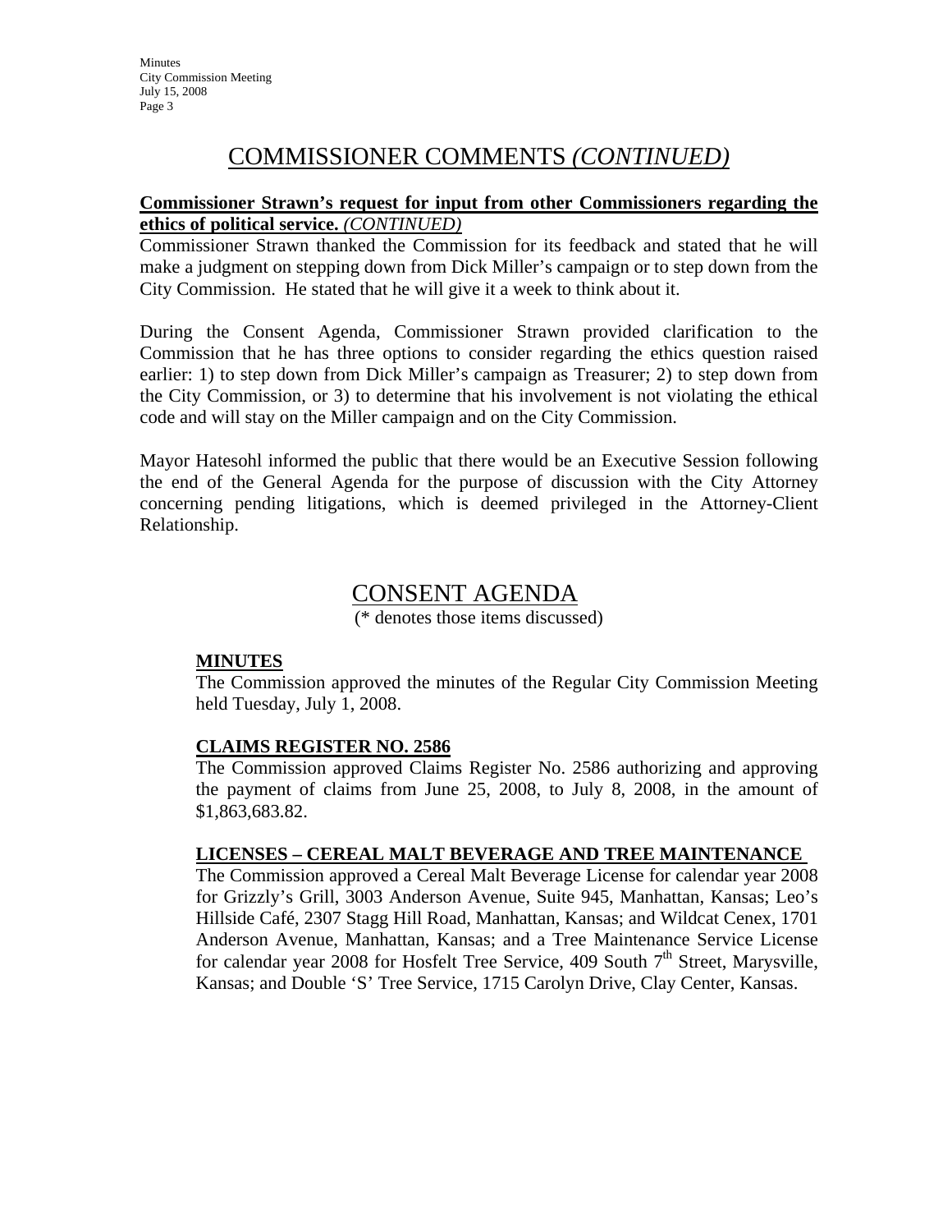## COMMISSIONER COMMENTS *(CONTINUED)*

**Commissioner Strawn's request for input from other Commissioners regarding the ethics of political service.** ***(CONTINUED)***

Commissioner Strawn thanked the Commission for its feedback and stated that he will make a judgment on stepping down from Dick Miller's campaign or to step down from the City Commission. He stated that he will give it a week to think about it.

During the Consent Agenda, Commissioner Strawn provided clarification to the Commission that he has three options to consider regarding the ethics question raised earlier: 1) to step down from Dick Miller's campaign as Treasurer; 2) to step down from the City Commission, or 3) to determine that his involvement is not violating the ethical code and will stay on the Miller campaign and on the City Commission.

Mayor Hatesohl informed the public that there would be an Executive Session following the end of the General Agenda for the purpose of discussion with the City Attorney concerning pending litigations, which is deemed privileged in the Attorney-Client Relationship.

## CONSENT AGENDA

(* denotes those items discussed)

### MINUTES

The Commission approved the minutes of the Regular City Commission Meeting held Tuesday, July 1, 2008.

### CLAIMS REGISTER NO. 2586

The Commission approved Claims Register No. 2586 authorizing and approving the payment of claims from June 25, 2008, to July 8, 2008, in the amount of $1,863,683.82.

### LICENSES – CEREAL MALT BEVERAGE AND TREE MAINTENANCE

The Commission approved a Cereal Malt Beverage License for calendar year 2008 for Grizzly's Grill, 3003 Anderson Avenue, Suite 945, Manhattan, Kansas; Leo's Hillside Café, 2307 Stagg Hill Road, Manhattan, Kansas; and Wildcat Cenex, 1701 Anderson Avenue, Manhattan, Kansas; and a Tree Maintenance Service License for calendar year 2008 for Hosfelt Tree Service, 409 South 7th Street, Marysville, Kansas; and Double 'S' Tree Service, 1715 Carolyn Drive, Clay Center, Kansas.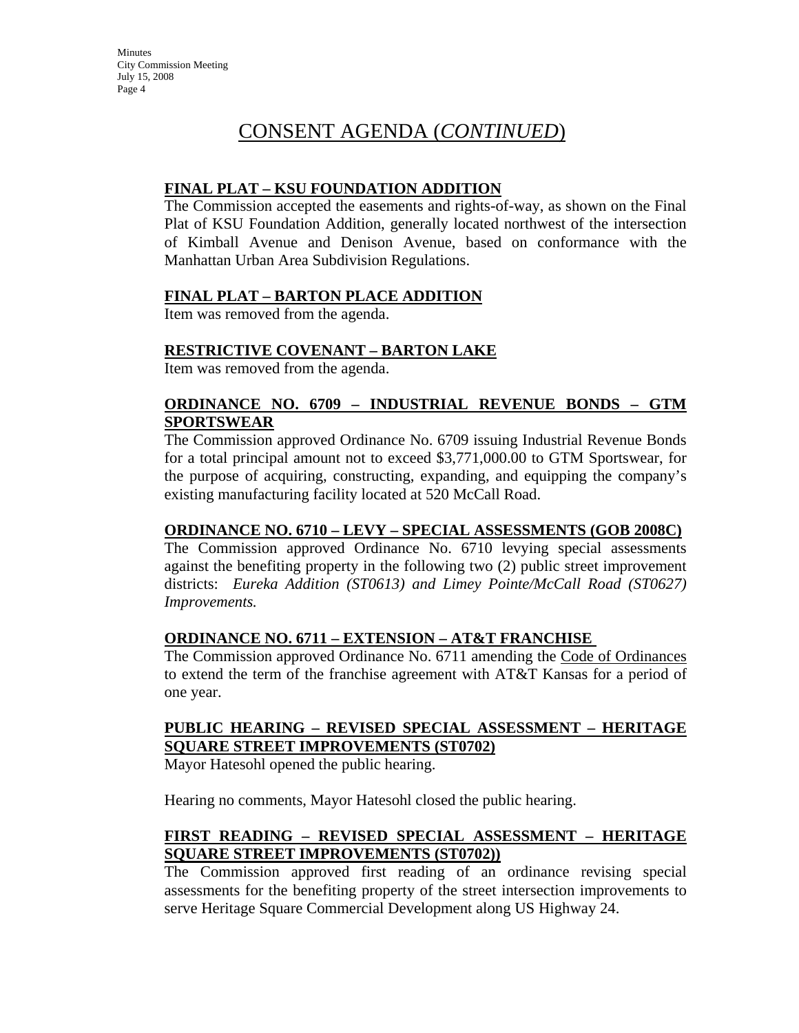# CONSENT AGENDA (*CONTINUED*)

**FINAL PLAT – KSU FOUNDATION ADDITION**

The Commission accepted the easements and rights-of-way, as shown on the Final Plat of KSU Foundation Addition, generally located northwest of the intersection of Kimball Avenue and Denison Avenue, based on conformance with the Manhattan Urban Area Subdivision Regulations.

**FINAL PLAT – BARTON PLACE ADDITION**

Item was removed from the agenda.

**RESTRICTIVE COVENANT – BARTON LAKE**

Item was removed from the agenda.

**ORDINANCE NO. 6709 – INDUSTRIAL REVENUE BONDS – GTM SPORTSWEAR**

The Commission approved Ordinance No. 6709 issuing Industrial Revenue Bonds for a total principal amount not to exceed $3,771,000.00 to GTM Sportswear, for the purpose of acquiring, constructing, expanding, and equipping the company's existing manufacturing facility located at 520 McCall Road.

**ORDINANCE NO. 6710 – LEVY – SPECIAL ASSESSMENTS (GOB 2008C)**

The Commission approved Ordinance No. 6710 levying special assessments against the benefiting property in the following two (2) public street improvement districts: *Eureka Addition (ST0613) and Limey Pointe/McCall Road (ST0627) Improvements.*

**ORDINANCE NO. 6711 – EXTENSION – AT&T FRANCHISE**

The Commission approved Ordinance No. 6711 amending the Code of Ordinances to extend the term of the franchise agreement with AT&T Kansas for a period of one year.

**PUBLIC HEARING – REVISED SPECIAL ASSESSMENT – HERITAGE SQUARE STREET IMPROVEMENTS (ST0702)**

Mayor Hatesohl opened the public hearing.

Hearing no comments, Mayor Hatesohl closed the public hearing.

**FIRST READING – REVISED SPECIAL ASSESSMENT – HERITAGE SQUARE STREET IMPROVEMENTS (ST0702))**

The Commission approved first reading of an ordinance revising special assessments for the benefiting property of the street intersection improvements to serve Heritage Square Commercial Development along US Highway 24.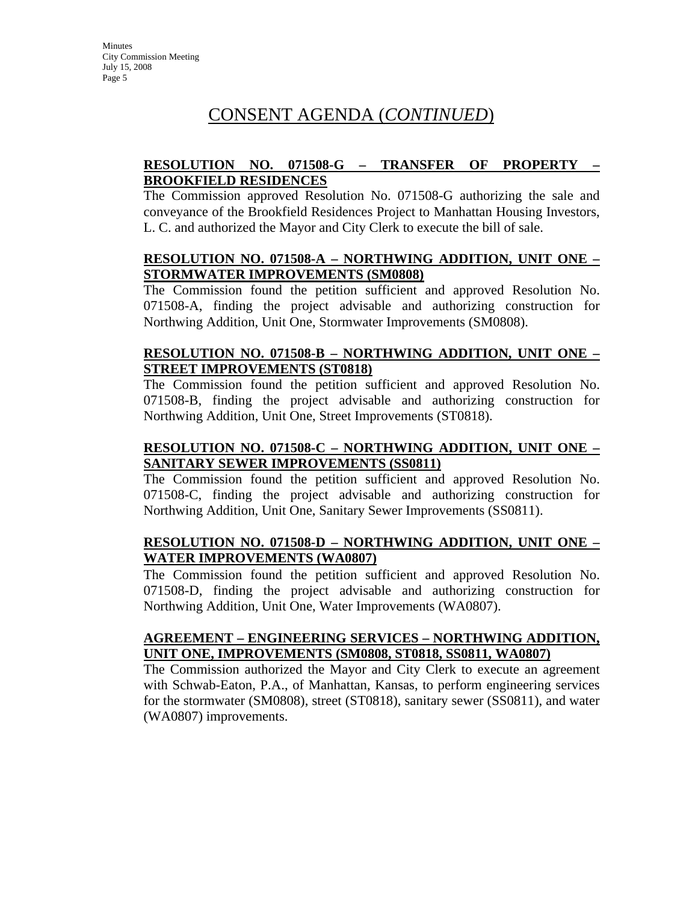# CONSENT AGENDA (*CONTINUED*)

**RESOLUTION NO. 071508-G – TRANSFER OF PROPERTY – BROOKFIELD RESIDENCES**

The Commission approved Resolution No. 071508-G authorizing the sale and conveyance of the Brookfield Residences Project to Manhattan Housing Investors, L. C. and authorized the Mayor and City Clerk to execute the bill of sale.

**RESOLUTION NO. 071508-A – NORTHWING ADDITION, UNIT ONE – STORMWATER IMPROVEMENTS (SM0808)**

The Commission found the petition sufficient and approved Resolution No. 071508-A, finding the project advisable and authorizing construction for Northwing Addition, Unit One, Stormwater Improvements (SM0808).

**RESOLUTION NO. 071508-B – NORTHWING ADDITION, UNIT ONE – STREET IMPROVEMENTS (ST0818)**

The Commission found the petition sufficient and approved Resolution No. 071508-B, finding the project advisable and authorizing construction for Northwing Addition, Unit One, Street Improvements (ST0818).

**RESOLUTION NO. 071508-C – NORTHWING ADDITION, UNIT ONE – SANITARY SEWER IMPROVEMENTS (SS0811)**

The Commission found the petition sufficient and approved Resolution No. 071508-C, finding the project advisable and authorizing construction for Northwing Addition, Unit One, Sanitary Sewer Improvements (SS0811).

**RESOLUTION NO. 071508-D – NORTHWING ADDITION, UNIT ONE – WATER IMPROVEMENTS (WA0807)**

The Commission found the petition sufficient and approved Resolution No. 071508-D, finding the project advisable and authorizing construction for Northwing Addition, Unit One, Water Improvements (WA0807).

**AGREEMENT – ENGINEERING SERVICES – NORTHWING ADDITION, UNIT ONE, IMPROVEMENTS (SM0808, ST0818, SS0811, WA0807)**

The Commission authorized the Mayor and City Clerk to execute an agreement with Schwab-Eaton, P.A., of Manhattan, Kansas, to perform engineering services for the stormwater (SM0808), street (ST0818), sanitary sewer (SS0811), and water (WA0807) improvements.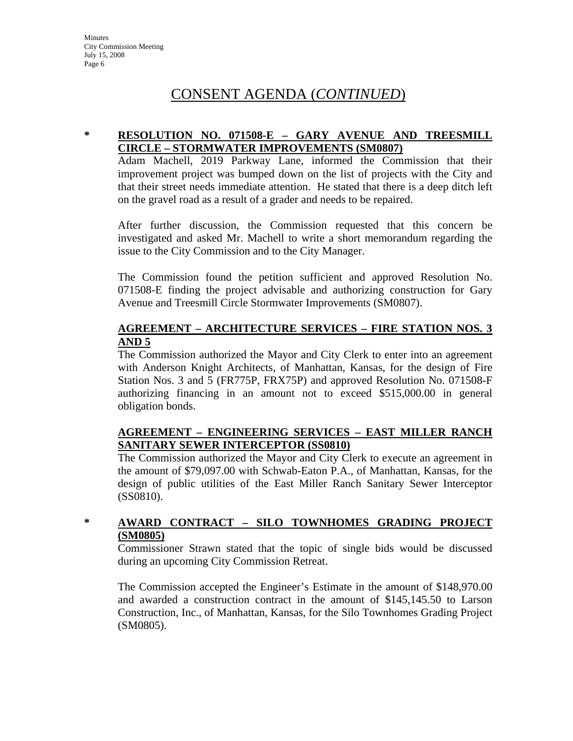## CONSENT AGENDA (*CONTINUED*)

\* **RESOLUTION NO. 071508-E – GARY AVENUE AND TREESMILL CIRCLE – STORMWATER IMPROVEMENTS (SM0807)**

Adam Machell, 2019 Parkway Lane, informed the Commission that their improvement project was bumped down on the list of projects with the City and that their street needs immediate attention. He stated that there is a deep ditch left on the gravel road as a result of a grader and needs to be repaired.

After further discussion, the Commission requested that this concern be investigated and asked Mr. Machell to write a short memorandum regarding the issue to the City Commission and to the City Manager.

The Commission found the petition sufficient and approved Resolution No. 071508-E finding the project advisable and authorizing construction for Gary Avenue and Treesmill Circle Stormwater Improvements (SM0807).

**AGREEMENT – ARCHITECTURE SERVICES – FIRE STATION NOS. 3 AND 5**

The Commission authorized the Mayor and City Clerk to enter into an agreement with Anderson Knight Architects, of Manhattan, Kansas, for the design of Fire Station Nos. 3 and 5 (FR775P, FRX75P) and approved Resolution No. 071508-F authorizing financing in an amount not to exceed $515,000.00 in general obligation bonds.

**AGREEMENT – ENGINEERING SERVICES – EAST MILLER RANCH SANITARY SEWER INTERCEPTOR (SS0810)**

The Commission authorized the Mayor and City Clerk to execute an agreement in the amount of $79,097.00 with Schwab-Eaton P.A., of Manhattan, Kansas, for the design of public utilities of the East Miller Ranch Sanitary Sewer Interceptor (SS0810).

\* **AWARD CONTRACT – SILO TOWNHOMES GRADING PROJECT (SM0805)**

Commissioner Strawn stated that the topic of single bids would be discussed during an upcoming City Commission Retreat.

The Commission accepted the Engineer's Estimate in the amount of $148,970.00 and awarded a construction contract in the amount of $145,145.50 to Larson Construction, Inc., of Manhattan, Kansas, for the Silo Townhomes Grading Project (SM0805).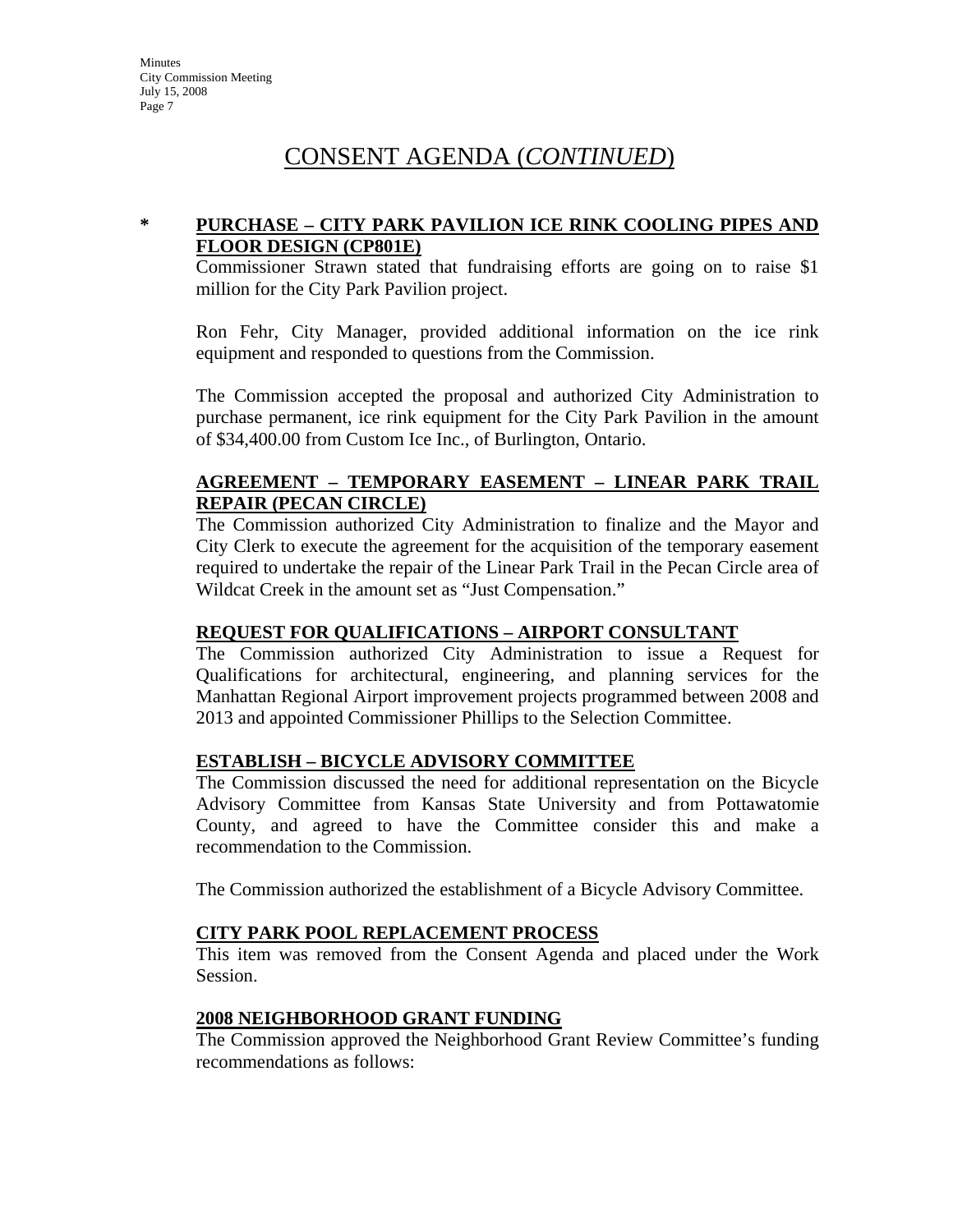# CONSENT AGENDA (*CONTINUED*)

**\* PURCHASE – CITY PARK PAVILION ICE RINK COOLING PIPES AND FLOOR DESIGN (CP801E)**

Commissioner Strawn stated that fundraising efforts are going on to raise $1 million for the City Park Pavilion project.

Ron Fehr, City Manager, provided additional information on the ice rink equipment and responded to questions from the Commission.

The Commission accepted the proposal and authorized City Administration to purchase permanent, ice rink equipment for the City Park Pavilion in the amount of $34,400.00 from Custom Ice Inc., of Burlington, Ontario.

**AGREEMENT – TEMPORARY EASEMENT – LINEAR PARK TRAIL REPAIR (PECAN CIRCLE)**

The Commission authorized City Administration to finalize and the Mayor and City Clerk to execute the agreement for the acquisition of the temporary easement required to undertake the repair of the Linear Park Trail in the Pecan Circle area of Wildcat Creek in the amount set as "Just Compensation."

**REQUEST FOR QUALIFICATIONS – AIRPORT CONSULTANT**

The Commission authorized City Administration to issue a Request for Qualifications for architectural, engineering, and planning services for the Manhattan Regional Airport improvement projects programmed between 2008 and 2013 and appointed Commissioner Phillips to the Selection Committee.

**ESTABLISH – BICYCLE ADVISORY COMMITTEE**

The Commission discussed the need for additional representation on the Bicycle Advisory Committee from Kansas State University and from Pottawatomie County, and agreed to have the Committee consider this and make a recommendation to the Commission.

The Commission authorized the establishment of a Bicycle Advisory Committee.

**CITY PARK POOL REPLACEMENT PROCESS**

This item was removed from the Consent Agenda and placed under the Work Session.

**2008 NEIGHBORHOOD GRANT FUNDING**

The Commission approved the Neighborhood Grant Review Committee's funding recommendations as follows: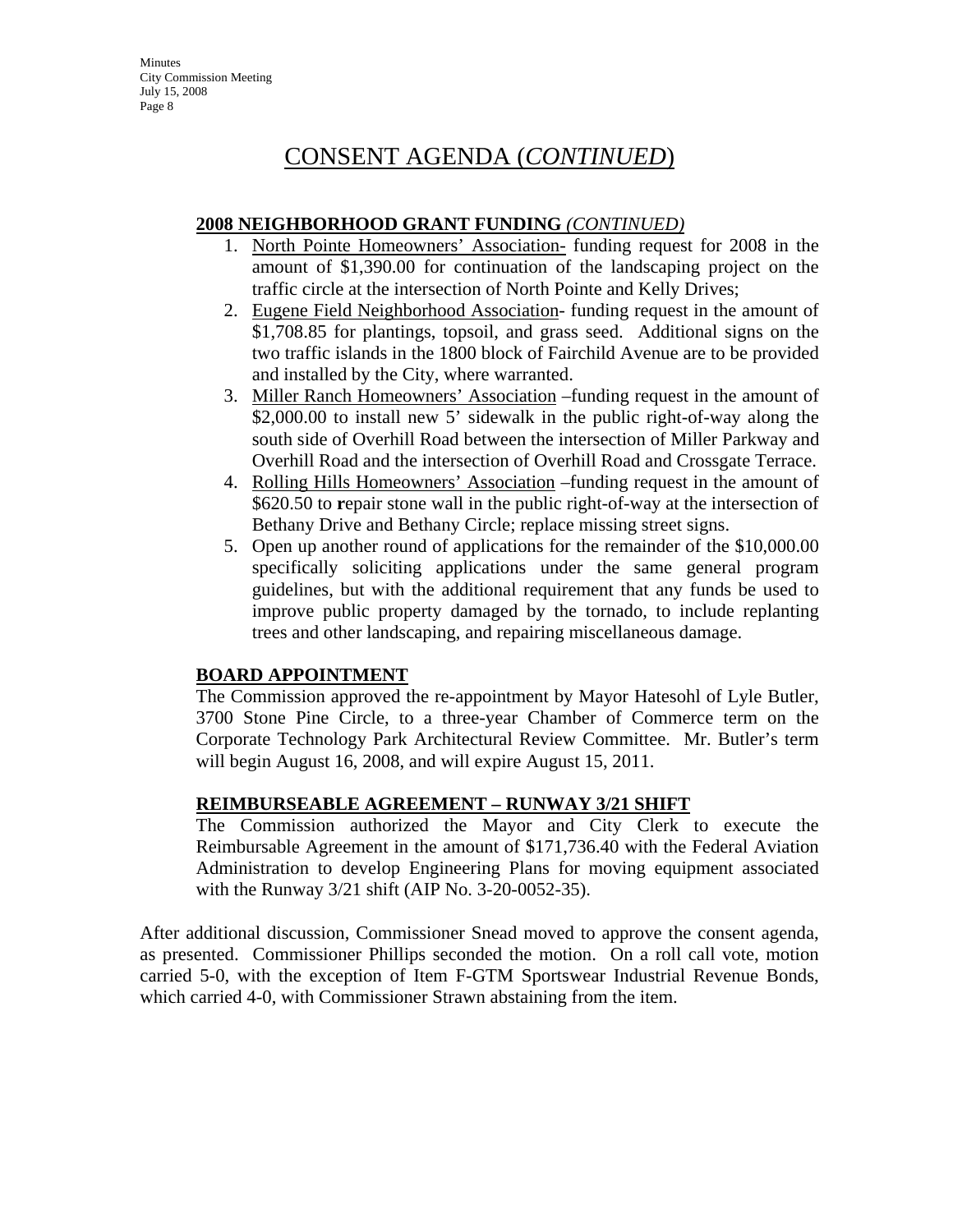# CONSENT AGENDA (*CONTINUED*)

**2008 NEIGHBORHOOD GRANT FUNDING** ***(CONTINUED)***

1. North Pointe Homeowners' Association- funding request for 2008 in the amount of $1,390.00 for continuation of the landscaping project on the traffic circle at the intersection of North Pointe and Kelly Drives;
2. Eugene Field Neighborhood Association- funding request in the amount of $1,708.85 for plantings, topsoil, and grass seed. Additional signs on the two traffic islands in the 1800 block of Fairchild Avenue are to be provided and installed by the City, where warranted.
3. Miller Ranch Homeowners' Association –funding request in the amount of $2,000.00 to install new 5' sidewalk in the public right-of-way along the south side of Overhill Road between the intersection of Miller Parkway and Overhill Road and the intersection of Overhill Road and Crossgate Terrace.
4. Rolling Hills Homeowners' Association –funding request in the amount of $620.50 to **r**epair stone wall in the public right-of-way at the intersection of Bethany Drive and Bethany Circle; replace missing street signs.
5. Open up another round of applications for the remainder of the $10,000.00 specifically soliciting applications under the same general program guidelines, but with the additional requirement that any funds be used to improve public property damaged by the tornado, to include replanting trees and other landscaping, and repairing miscellaneous damage.

**BOARD APPOINTMENT**

The Commission approved the re-appointment by Mayor Hatesohl of Lyle Butler, 3700 Stone Pine Circle, to a three-year Chamber of Commerce term on the Corporate Technology Park Architectural Review Committee. Mr. Butler's term will begin August 16, 2008, and will expire August 15, 2011.

**REIMBURSEABLE AGREEMENT – RUNWAY 3/21 SHIFT**

The Commission authorized the Mayor and City Clerk to execute the Reimbursable Agreement in the amount of $171,736.40 with the Federal Aviation Administration to develop Engineering Plans for moving equipment associated with the Runway 3/21 shift (AIP No. 3-20-0052-35).

After additional discussion, Commissioner Snead moved to approve the consent agenda, as presented. Commissioner Phillips seconded the motion. On a roll call vote, motion carried 5-0, with the exception of Item F-GTM Sportswear Industrial Revenue Bonds, which carried 4-0, with Commissioner Strawn abstaining from the item.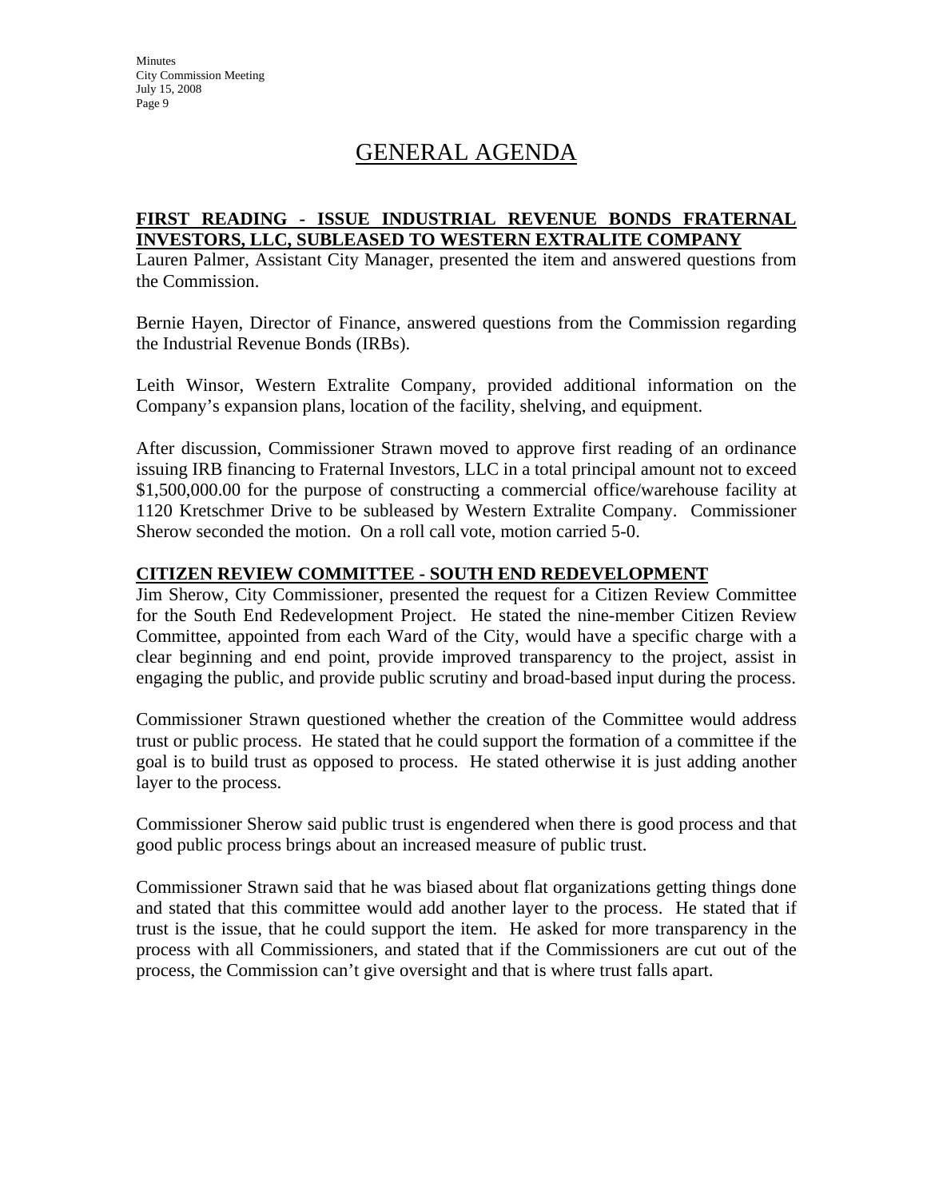## GENERAL AGENDA

**FIRST READING - ISSUE INDUSTRIAL REVENUE BONDS FRATERNAL INVESTORS, LLC, SUBLEASED TO WESTERN EXTRALITE COMPANY**

Lauren Palmer, Assistant City Manager, presented the item and answered questions from the Commission.

Bernie Hayen, Director of Finance, answered questions from the Commission regarding the Industrial Revenue Bonds (IRBs).

Leith Winsor, Western Extralite Company, provided additional information on the Company's expansion plans, location of the facility, shelving, and equipment.

After discussion, Commissioner Strawn moved to approve first reading of an ordinance issuing IRB financing to Fraternal Investors, LLC in a total principal amount not to exceed $1,500,000.00 for the purpose of constructing a commercial office/warehouse facility at 1120 Kretschmer Drive to be subleased by Western Extralite Company. Commissioner Sherow seconded the motion. On a roll call vote, motion carried 5-0.

**CITIZEN REVIEW COMMITTEE - SOUTH END REDEVELOPMENT**

Jim Sherow, City Commissioner, presented the request for a Citizen Review Committee for the South End Redevelopment Project. He stated the nine-member Citizen Review Committee, appointed from each Ward of the City, would have a specific charge with a clear beginning and end point, provide improved transparency to the project, assist in engaging the public, and provide public scrutiny and broad-based input during the process.

Commissioner Strawn questioned whether the creation of the Committee would address trust or public process. He stated that he could support the formation of a committee if the goal is to build trust as opposed to process. He stated otherwise it is just adding another layer to the process.

Commissioner Sherow said public trust is engendered when there is good process and that good public process brings about an increased measure of public trust.

Commissioner Strawn said that he was biased about flat organizations getting things done and stated that this committee would add another layer to the process. He stated that if trust is the issue, that he could support the item. He asked for more transparency in the process with all Commissioners, and stated that if the Commissioners are cut out of the process, the Commission can't give oversight and that is where trust falls apart.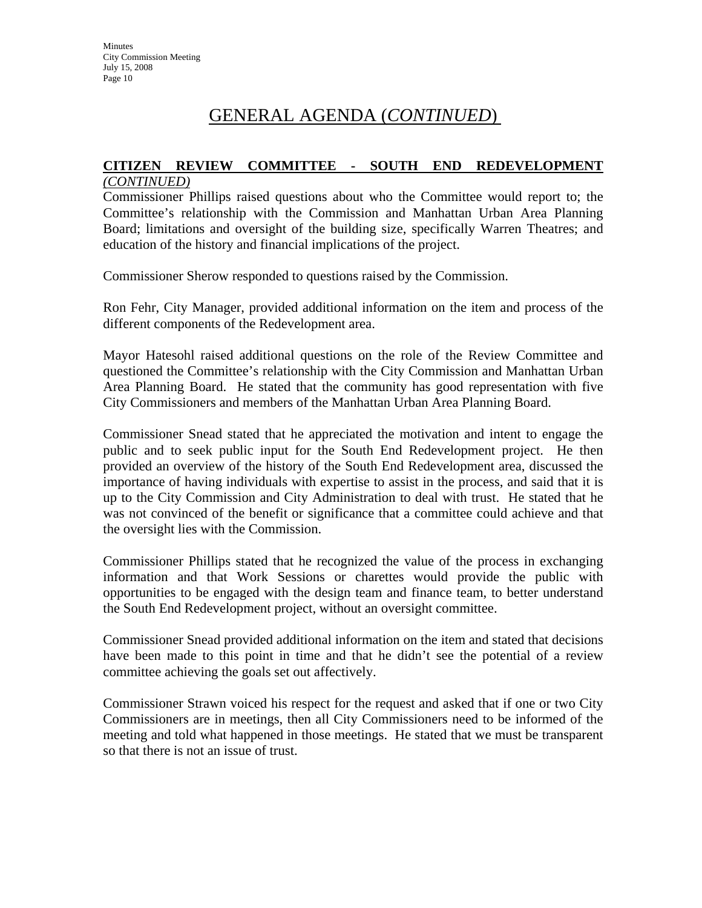# GENERAL AGENDA (*CONTINUED*)

**CITIZEN REVIEW COMMITTEE - SOUTH END REDEVELOPMENT** *(CONTINUED)*

Commissioner Phillips raised questions about who the Committee would report to; the Committee's relationship with the Commission and Manhattan Urban Area Planning Board; limitations and oversight of the building size, specifically Warren Theatres; and education of the history and financial implications of the project.

Commissioner Sherow responded to questions raised by the Commission.

Ron Fehr, City Manager, provided additional information on the item and process of the different components of the Redevelopment area.

Mayor Hatesohl raised additional questions on the role of the Review Committee and questioned the Committee's relationship with the City Commission and Manhattan Urban Area Planning Board. He stated that the community has good representation with five City Commissioners and members of the Manhattan Urban Area Planning Board.

Commissioner Snead stated that he appreciated the motivation and intent to engage the public and to seek public input for the South End Redevelopment project. He then provided an overview of the history of the South End Redevelopment area, discussed the importance of having individuals with expertise to assist in the process, and said that it is up to the City Commission and City Administration to deal with trust. He stated that he was not convinced of the benefit or significance that a committee could achieve and that the oversight lies with the Commission.

Commissioner Phillips stated that he recognized the value of the process in exchanging information and that Work Sessions or charettes would provide the public with opportunities to be engaged with the design team and finance team, to better understand the South End Redevelopment project, without an oversight committee.

Commissioner Snead provided additional information on the item and stated that decisions have been made to this point in time and that he didn't see the potential of a review committee achieving the goals set out affectively.

Commissioner Strawn voiced his respect for the request and asked that if one or two City Commissioners are in meetings, then all City Commissioners need to be informed of the meeting and told what happened in those meetings. He stated that we must be transparent so that there is not an issue of trust.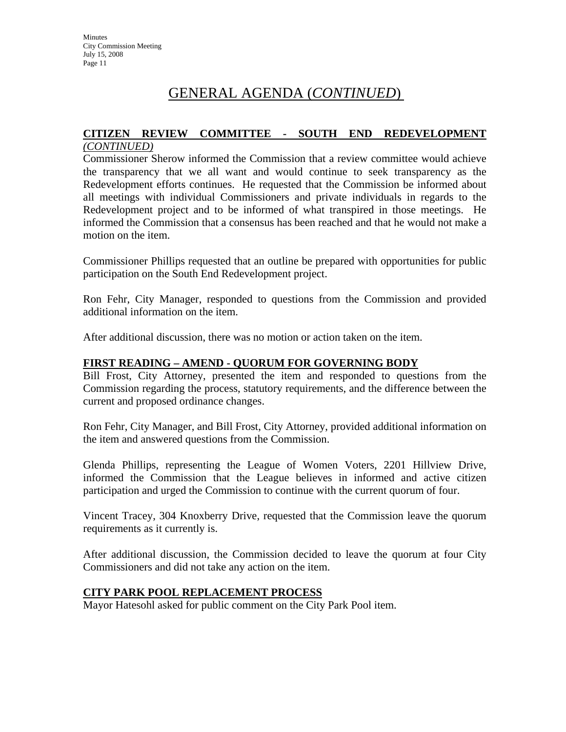# GENERAL AGENDA (*CONTINUED*)

**CITIZEN REVIEW COMMITTEE - SOUTH END REDEVELOPMENT *(CONTINUED)***

Commissioner Sherow informed the Commission that a review committee would achieve the transparency that we all want and would continue to seek transparency as the Redevelopment efforts continues. He requested that the Commission be informed about all meetings with individual Commissioners and private individuals in regards to the Redevelopment project and to be informed of what transpired in those meetings. He informed the Commission that a consensus has been reached and that he would not make a motion on the item.

Commissioner Phillips requested that an outline be prepared with opportunities for public participation on the South End Redevelopment project.

Ron Fehr, City Manager, responded to questions from the Commission and provided additional information on the item.

After additional discussion, there was no motion or action taken on the item.

**FIRST READING – AMEND - QUORUM FOR GOVERNING BODY**

Bill Frost, City Attorney, presented the item and responded to questions from the Commission regarding the process, statutory requirements, and the difference between the current and proposed ordinance changes.

Ron Fehr, City Manager, and Bill Frost, City Attorney, provided additional information on the item and answered questions from the Commission.

Glenda Phillips, representing the League of Women Voters, 2201 Hillview Drive, informed the Commission that the League believes in informed and active citizen participation and urged the Commission to continue with the current quorum of four.

Vincent Tracey, 304 Knoxberry Drive, requested that the Commission leave the quorum requirements as it currently is.

After additional discussion, the Commission decided to leave the quorum at four City Commissioners and did not take any action on the item.

**CITY PARK POOL REPLACEMENT PROCESS**

Mayor Hatesohl asked for public comment on the City Park Pool item.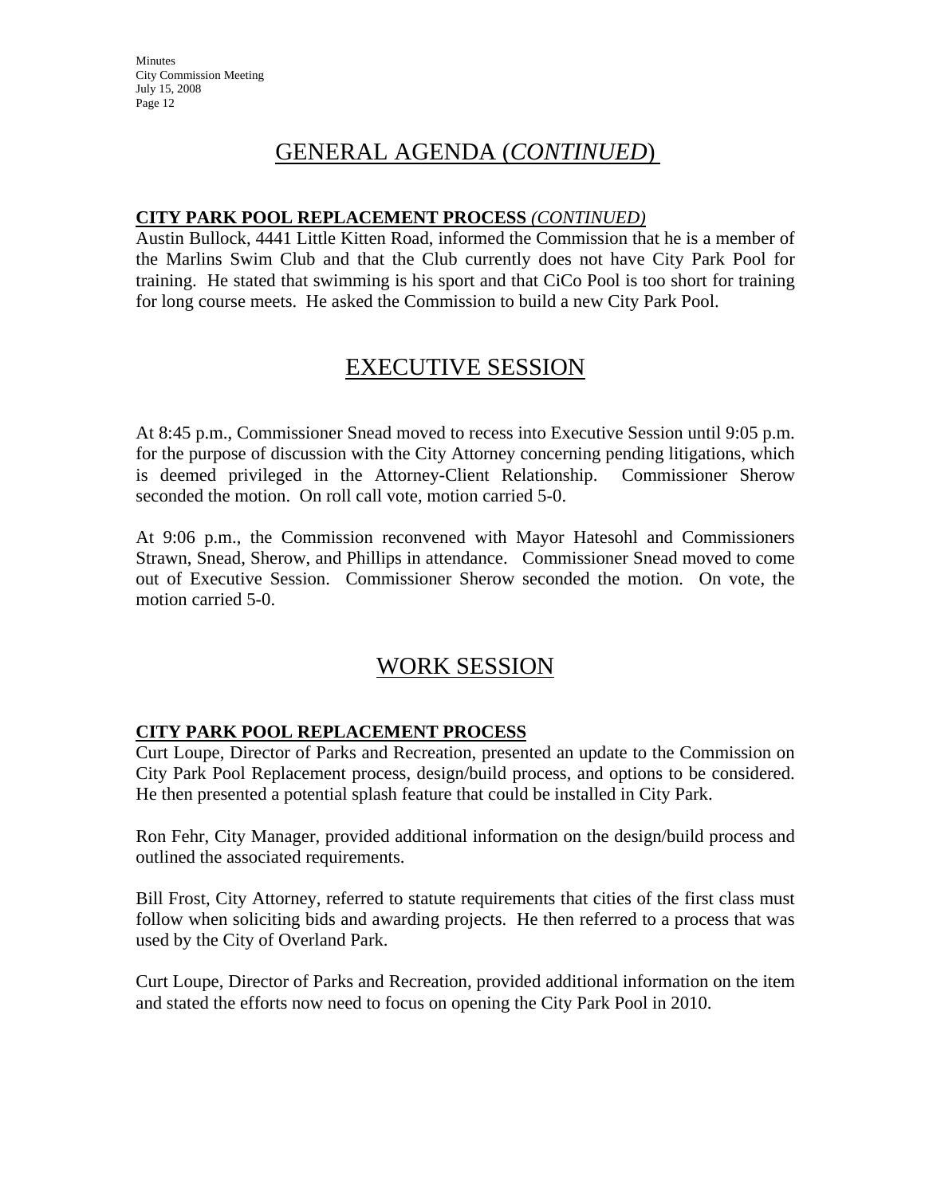## GENERAL AGENDA (*CONTINUED*)

**CITY PARK POOL REPLACEMENT PROCESS** *(CONTINUED)*

Austin Bullock, 4441 Little Kitten Road, informed the Commission that he is a member of the Marlins Swim Club and that the Club currently does not have City Park Pool for training. He stated that swimming is his sport and that CiCo Pool is too short for training for long course meets. He asked the Commission to build a new City Park Pool.

## EXECUTIVE SESSION

At 8:45 p.m., Commissioner Snead moved to recess into Executive Session until 9:05 p.m. for the purpose of discussion with the City Attorney concerning pending litigations, which is deemed privileged in the Attorney-Client Relationship. Commissioner Sherow seconded the motion. On roll call vote, motion carried 5-0.

At 9:06 p.m., the Commission reconvened with Mayor Hatesohl and Commissioners Strawn, Snead, Sherow, and Phillips in attendance. Commissioner Snead moved to come out of Executive Session. Commissioner Sherow seconded the motion. On vote, the motion carried 5-0.

## WORK SESSION

**CITY PARK POOL REPLACEMENT PROCESS**

Curt Loupe, Director of Parks and Recreation, presented an update to the Commission on City Park Pool Replacement process, design/build process, and options to be considered. He then presented a potential splash feature that could be installed in City Park.

Ron Fehr, City Manager, provided additional information on the design/build process and outlined the associated requirements.

Bill Frost, City Attorney, referred to statute requirements that cities of the first class must follow when soliciting bids and awarding projects. He then referred to a process that was used by the City of Overland Park.

Curt Loupe, Director of Parks and Recreation, provided additional information on the item and stated the efforts now need to focus on opening the City Park Pool in 2010.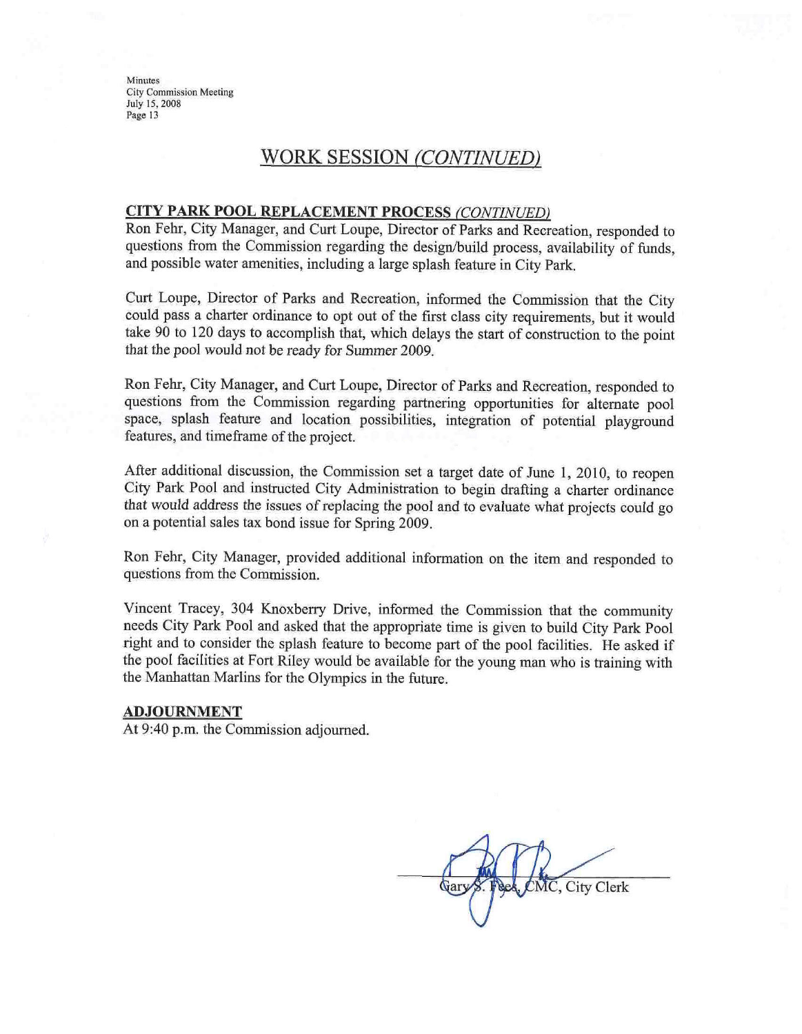## WORK SESSION *(CONTINUED)*

**CITY PARK POOL REPLACEMENT PROCESS** *(CONTINUED)*

Ron Fehr, City Manager, and Curt Loupe, Director of Parks and Recreation, responded to questions from the Commission regarding the design/build process, availability of funds, and possible water amenities, including a large splash feature in City Park.

Curt Loupe, Director of Parks and Recreation, informed the Commission that the City could pass a charter ordinance to opt out of the first class city requirements, but it would take 90 to 120 days to accomplish that, which delays the start of construction to the point that the pool would not be ready for Summer 2009.

Ron Fehr, City Manager, and Curt Loupe, Director of Parks and Recreation, responded to questions from the Commission regarding partnering opportunities for alternate pool space, splash feature and location possibilities, integration of potential playground features, and timeframe of the project.

After additional discussion, the Commission set a target date of June 1, 2010, to reopen City Park Pool and instructed City Administration to begin drafting a charter ordinance that would address the issues of replacing the pool and to evaluate what projects could go on a potential sales tax bond issue for Spring 2009.

Ron Fehr, City Manager, provided additional information on the item and responded to questions from the Commission.

Vincent Tracey, 304 Knoxberry Drive, informed the Commission that the community needs City Park Pool and asked that the appropriate time is given to build City Park Pool right and to consider the splash feature to become part of the pool facilities. He asked if the pool facilities at Fort Riley would be available for the young man who is training with the Manhattan Marlins for the Olympics in the future.

**ADJOURNMENT**

At 9:40 p.m. the Commission adjourned.

Gary S. Fees, CMC, City Clerk